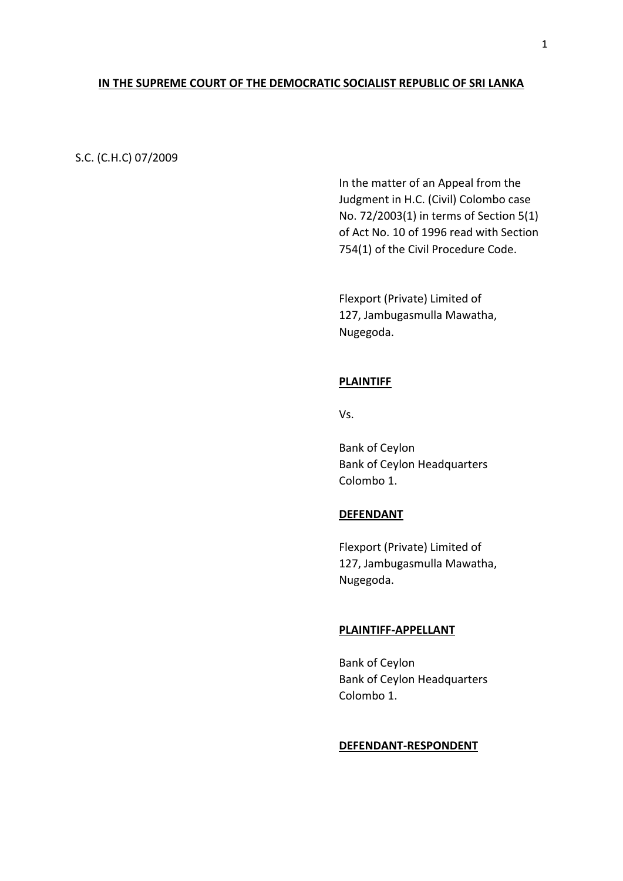**IN THE SUPREME COURT OF THE DEMOCRATIC SOCIALIST REPUBLIC OF SRI LANKA**

S.C. (C.H.C) 07/2009

In the matter of an Appeal from the Judgment in H.C. (Civil) Colombo case No. 72/2003(1) in terms of Section 5(1) of Act No. 10 of 1996 read with Section 754(1) of the Civil Procedure Code.

Flexport (Private) Limited of
127, Jambugasmulla Mawatha,
Nugegoda.

**PLAINTIFF**

Vs.

Bank of Ceylon
Bank of Ceylon Headquarters
Colombo 1.

**DEFENDANT**

Flexport (Private) Limited of
127, Jambugasmulla Mawatha,
Nugegoda.

**PLAINTIFF-APPELLANT**

Bank of Ceylon
Bank of Ceylon Headquarters
Colombo 1.

**DEFENDANT-RESPONDENT**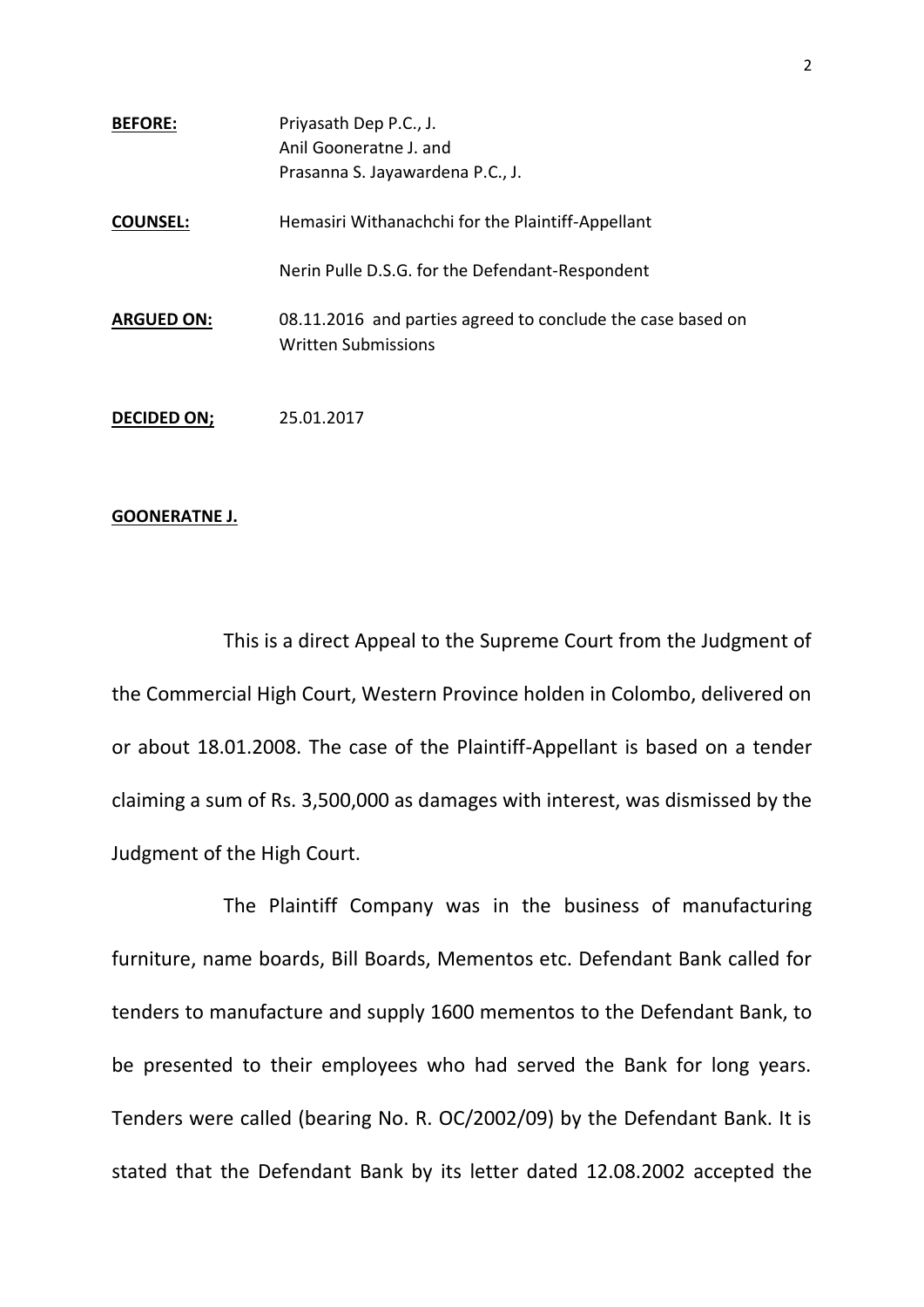**BEFORE:** Priyasath Dep P.C., J.
Anil Gooneratne J. and
Prasanna S. Jayawardena P.C., J.

**COUNSEL:** Hemasiri Withanachchi for the Plaintiff-Appellant

Nerin Pulle D.S.G. for the Defendant-Respondent

**ARGUED ON:** 08.11.2016 and parties agreed to conclude the case based on Written Submissions

**DECIDED ON;** 25.01.2017

**GOONERATNE J.**

This is a direct Appeal to the Supreme Court from the Judgment of the Commercial High Court, Western Province holden in Colombo, delivered on or about 18.01.2008. The case of the Plaintiff-Appellant is based on a tender claiming a sum of Rs. 3,500,000 as damages with interest, was dismissed by the Judgment of the High Court.

The Plaintiff Company was in the business of manufacturing furniture, name boards, Bill Boards, Mementos etc. Defendant Bank called for tenders to manufacture and supply 1600 mementos to the Defendant Bank, to be presented to their employees who had served the Bank for long years. Tenders were called (bearing No. R. OC/2002/09) by the Defendant Bank. It is stated that the Defendant Bank by its letter dated 12.08.2002 accepted the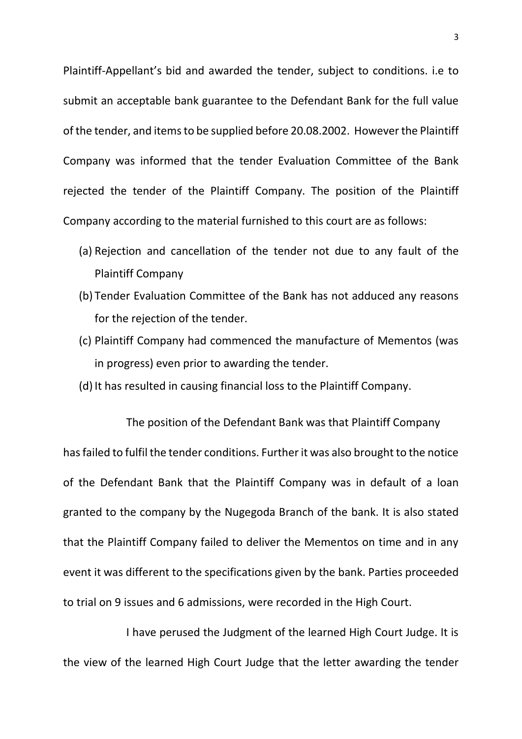Plaintiff-Appellant's bid and awarded the tender, subject to conditions. i.e to submit an acceptable bank guarantee to the Defendant Bank for the full value of the tender, and items to be supplied before 20.08.2002. However the Plaintiff Company was informed that the tender Evaluation Committee of the Bank rejected the tender of the Plaintiff Company. The position of the Plaintiff Company according to the material furnished to this court are as follows:

(a) Rejection and cancellation of the tender not due to any fault of the Plaintiff Company
(b) Tender Evaluation Committee of the Bank has not adduced any reasons for the rejection of the tender.
(c) Plaintiff Company had commenced the manufacture of Mementos (was in progress) even prior to awarding the tender.
(d) It has resulted in causing financial loss to the Plaintiff Company.

The position of the Defendant Bank was that Plaintiff Company has failed to fulfil the tender conditions. Further it was also brought to the notice of the Defendant Bank that the Plaintiff Company was in default of a loan granted to the company by the Nugegoda Branch of the bank. It is also stated that the Plaintiff Company failed to deliver the Mementos on time and in any event it was different to the specifications given by the bank. Parties proceeded to trial on 9 issues and 6 admissions, were recorded in the High Court.

I have perused the Judgment of the learned High Court Judge. It is the view of the learned High Court Judge that the letter awarding the tender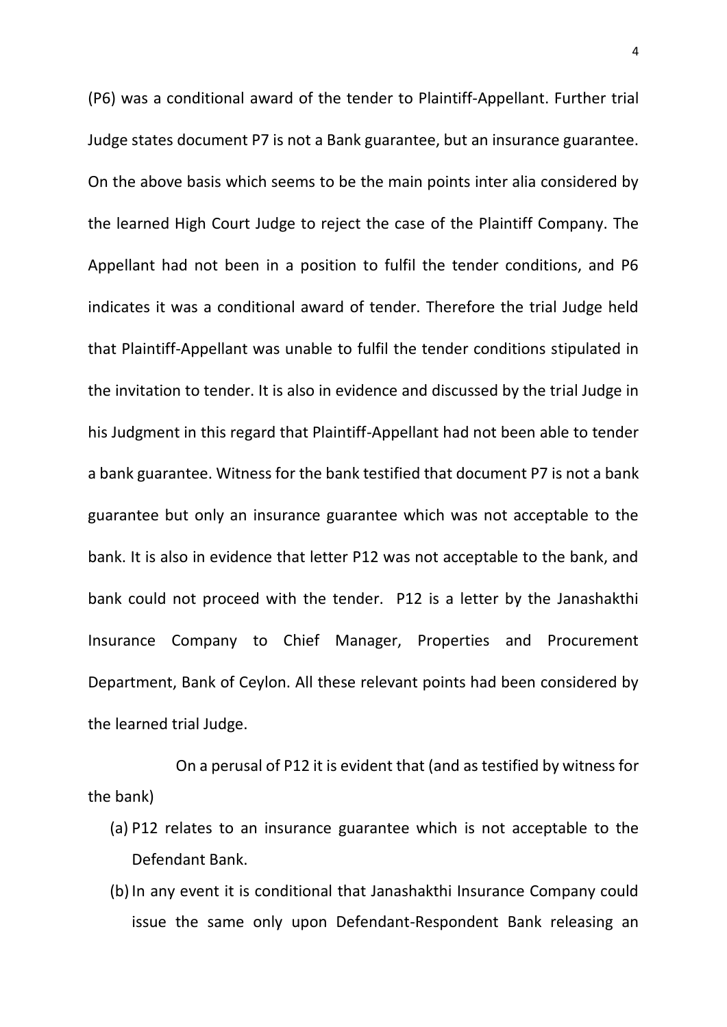(P6) was a conditional award of the tender to Plaintiff-Appellant. Further trial Judge states document P7 is not a Bank guarantee, but an insurance guarantee. On the above basis which seems to be the main points inter alia considered by the learned High Court Judge to reject the case of the Plaintiff Company. The Appellant had not been in a position to fulfil the tender conditions, and P6 indicates it was a conditional award of tender. Therefore the trial Judge held that Plaintiff-Appellant was unable to fulfil the tender conditions stipulated in the invitation to tender. It is also in evidence and discussed by the trial Judge in his Judgment in this regard that Plaintiff-Appellant had not been able to tender a bank guarantee. Witness for the bank testified that document P7 is not a bank guarantee but only an insurance guarantee which was not acceptable to the bank. It is also in evidence that letter P12 was not acceptable to the bank, and bank could not proceed with the tender. P12 is a letter by the Janashakthi Insurance Company to Chief Manager, Properties and Procurement Department, Bank of Ceylon. All these relevant points had been considered by the learned trial Judge.

On a perusal of P12 it is evident that (and as testified by witness for the bank)

(a) P12 relates to an insurance guarantee which is not acceptable to the Defendant Bank.

(b) In any event it is conditional that Janashakthi Insurance Company could issue the same only upon Defendant-Respondent Bank releasing an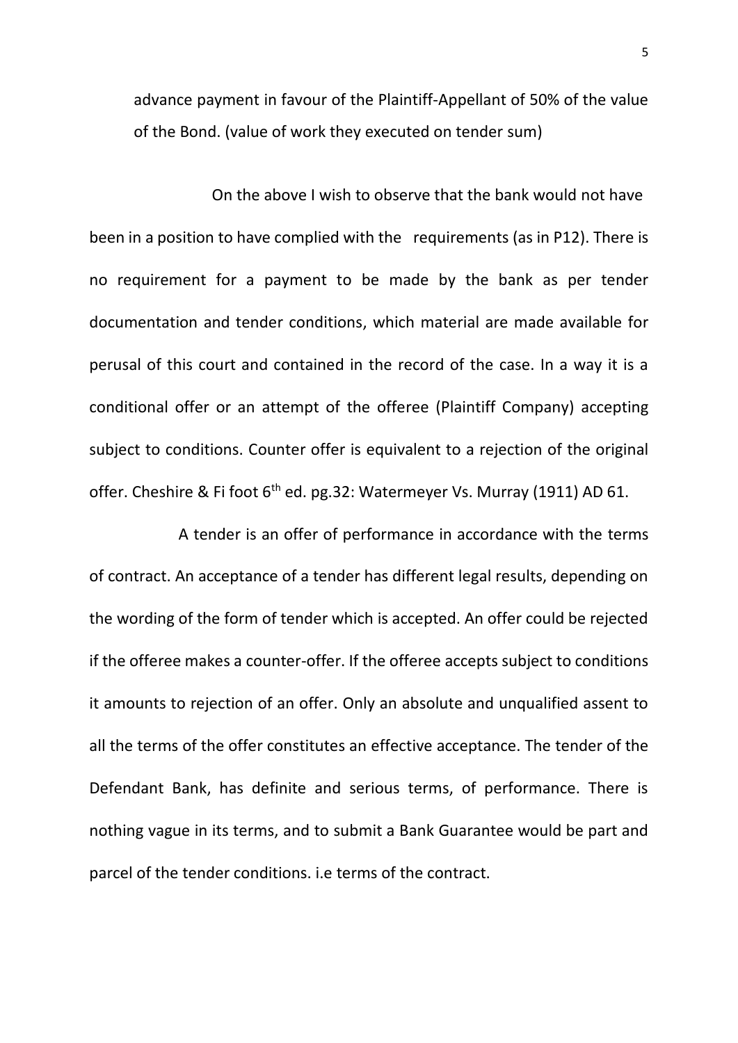advance payment in favour of the Plaintiff-Appellant of 50% of the value of the Bond. (value of work they executed on tender sum)

On the above I wish to observe that the bank would not have been in a position to have complied with the requirements (as in P12). There is no requirement for a payment to be made by the bank as per tender documentation and tender conditions, which material are made available for perusal of this court and contained in the record of the case. In a way it is a conditional offer or an attempt of the offeree (Plaintiff Company) accepting subject to conditions. Counter offer is equivalent to a rejection of the original offer. Cheshire & Fi foot 6th ed. pg.32: Watermeyer Vs. Murray (1911) AD 61.

A tender is an offer of performance in accordance with the terms of contract. An acceptance of a tender has different legal results, depending on the wording of the form of tender which is accepted. An offer could be rejected if the offeree makes a counter-offer. If the offeree accepts subject to conditions it amounts to rejection of an offer. Only an absolute and unqualified assent to all the terms of the offer constitutes an effective acceptance. The tender of the Defendant Bank, has definite and serious terms, of performance. There is nothing vague in its terms, and to submit a Bank Guarantee would be part and parcel of the tender conditions. i.e terms of the contract.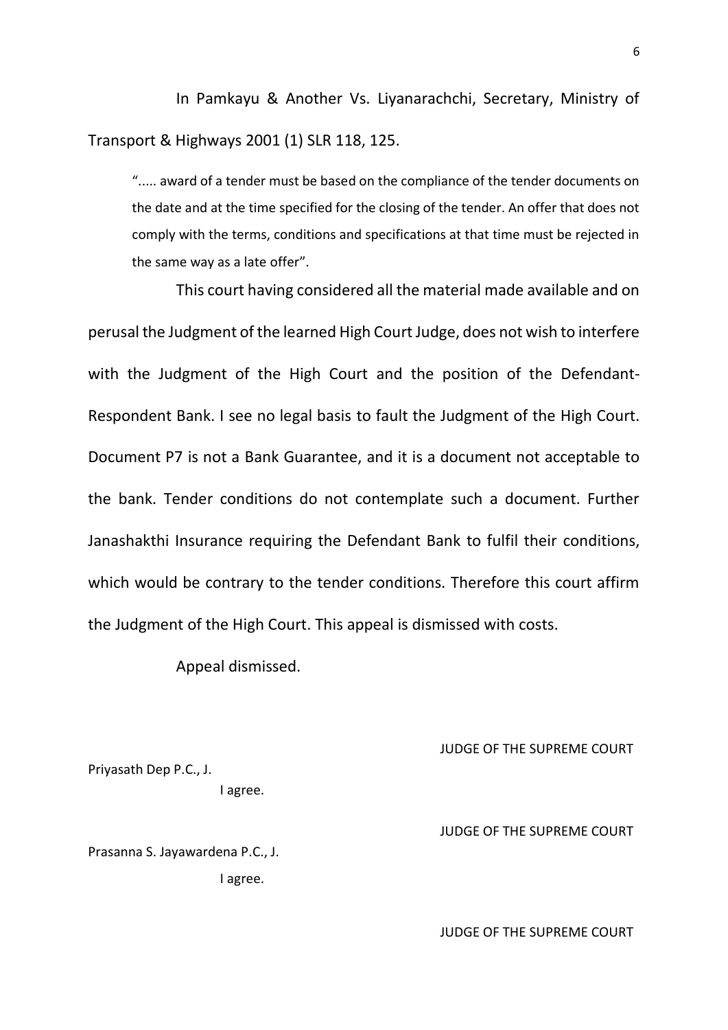In Pamkayu & Another Vs. Liyanarachchi, Secretary, Ministry of Transport & Highways 2001 (1) SLR 118, 125.

> "..... award of a tender must be based on the compliance of the tender documents on the date and at the time specified for the closing of the tender. An offer that does not comply with the terms, conditions and specifications at that time must be rejected in the same way as a late offer".

This court having considered all the material made available and on perusal the Judgment of the learned High Court Judge, does not wish to interfere with the Judgment of the High Court and the position of the Defendant-Respondent Bank. I see no legal basis to fault the Judgment of the High Court. Document P7 is not a Bank Guarantee, and it is a document not acceptable to the bank. Tender conditions do not contemplate such a document. Further Janashakthi Insurance requiring the Defendant Bank to fulfil their conditions, which would be contrary to the tender conditions. Therefore this court affirm the Judgment of the High Court. This appeal is dismissed with costs.

Appeal dismissed.

JUDGE OF THE SUPREME COURT

Priyasath Dep P.C., J.

I agree.

JUDGE OF THE SUPREME COURT

Prasanna S. Jayawardena P.C., J.

I agree.

JUDGE OF THE SUPREME COURT